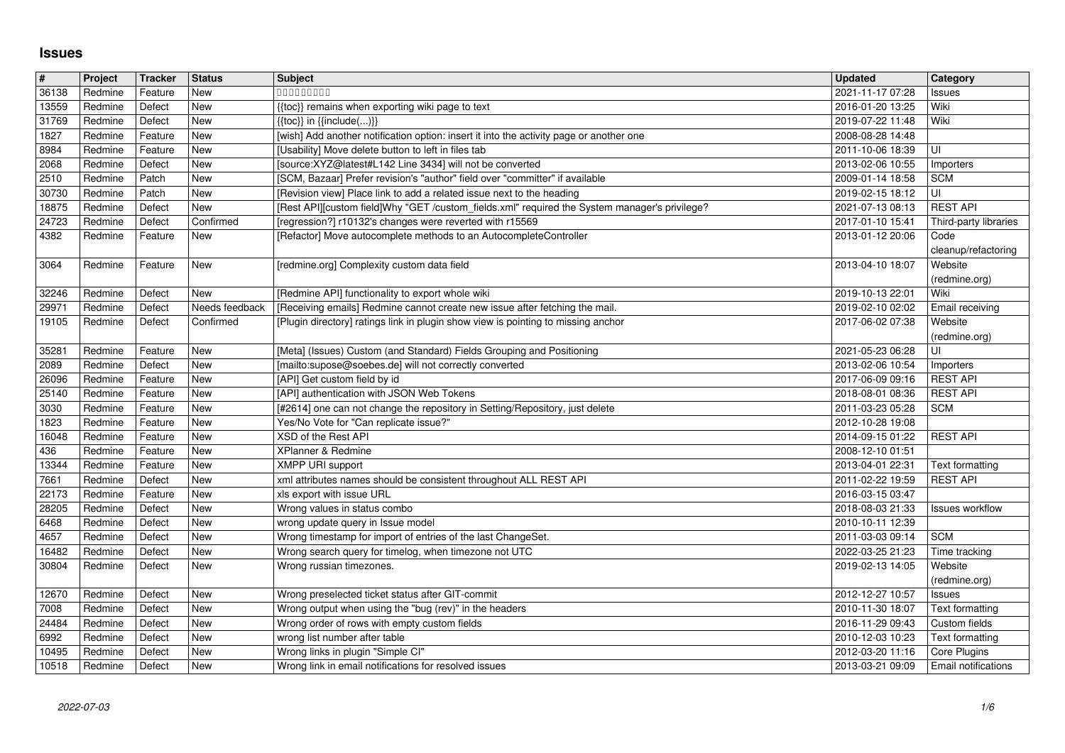# Issues

| # | Project | Tracker | Status | Subject | Updated | Category |
|---|---|---|---|---|---|---|
| 36138 | Redmine | Feature | New | □□□□□□□□□ | 2021-11-17 07:28 | Issues |
| 13559 | Redmine | Defect | New | {{toc}} remains when exporting wiki page to text | 2016-01-20 13:25 | Wiki |
| 31769 | Redmine | Defect | New | {{toc}} in {{include(...)}} | 2019-07-22 11:48 | Wiki |
| 1827 | Redmine | Feature | New | [wish] Add another notification option: insert it into the activity page or another one | 2008-08-28 14:48 | |
| 8984 | Redmine | Feature | New | [Usability] Move delete button to left in files tab | 2011-10-06 18:39 | UI |
| 2068 | Redmine | Defect | New | [source:XYZ@latest#L142 Line 3434] will not be converted | 2013-02-06 10:55 | Importers |
| 2510 | Redmine | Patch | New | [SCM, Bazaar] Prefer revision's "author" field over "committer" if available | 2009-01-14 18:58 | SCM |
| 30730 | Redmine | Patch | New | [Revision view] Place link to add a related issue next to the heading | 2019-02-15 18:12 | UI |
| 18875 | Redmine | Defect | New | [Rest API][custom field]Why "GET /custom_fields.xml" required the System manager's privilege? | 2021-07-13 08:13 | REST API |
| 24723 | Redmine | Defect | Confirmed | [regression?] r10132's changes were reverted with r15569 | 2017-01-10 15:41 | Third-party libraries |
| 4382 | Redmine | Feature | New | [Refactor] Move autocomplete methods to an AutocompleteController | 2013-01-12 20:06 | Code cleanup/refactoring |
| 3064 | Redmine | Feature | New | [redmine.org] Complexity custom data field | 2013-04-10 18:07 | Website (redmine.org) |
| 32246 | Redmine | Defect | New | [Redmine API] functionality to export whole wiki | 2019-10-13 22:01 | Wiki |
| 29971 | Redmine | Defect | Needs feedback | [Receiving emails] Redmine cannot create new issue after fetching the mail. | 2019-02-10 02:02 | Email receiving |
| 19105 | Redmine | Defect | Confirmed | [Plugin directory] ratings link in plugin show view is pointing to missing anchor | 2017-06-02 07:38 | Website (redmine.org) |
| 35281 | Redmine | Feature | New | [Meta] (Issues) Custom (and Standard) Fields Grouping and Positioning | 2021-05-23 06:28 | UI |
| 2089 | Redmine | Defect | New | [mailto:supose@soebes.de] will not correctly converted | 2013-02-06 10:54 | Importers |
| 26096 | Redmine | Feature | New | [API] Get custom field by id | 2017-06-09 09:16 | REST API |
| 25140 | Redmine | Feature | New | [API] authentication with JSON Web Tokens | 2018-08-01 08:36 | REST API |
| 3030 | Redmine | Feature | New | [#2614] one can not change the repository in Setting/Repository, just delete | 2011-03-23 05:28 | SCM |
| 1823 | Redmine | Feature | New | Yes/No Vote for "Can replicate issue?" | 2012-10-28 19:08 | |
| 16048 | Redmine | Feature | New | XSD of the Rest API | 2014-09-15 01:22 | REST API |
| 436 | Redmine | Feature | New | XPlanner & Redmine | 2008-12-10 01:51 | |
| 13344 | Redmine | Feature | New | XMPP URI support | 2013-04-01 22:31 | Text formatting |
| 7661 | Redmine | Defect | New | xml attributes names should be consistent throughout ALL REST API | 2011-02-22 19:59 | REST API |
| 22173 | Redmine | Feature | New | xls export with issue URL | 2016-03-15 03:47 | |
| 28205 | Redmine | Defect | New | Wrong values in status combo | 2018-08-03 21:33 | Issues workflow |
| 6468 | Redmine | Defect | New | wrong update query in Issue model | 2010-10-11 12:39 | |
| 4657 | Redmine | Defect | New | Wrong timestamp for import of entries of the last ChangeSet. | 2011-03-03 09:14 | SCM |
| 16482 | Redmine | Defect | New | Wrong search query for timelog, when timezone not UTC | 2022-03-25 21:23 | Time tracking |
| 30804 | Redmine | Defect | New | Wrong russian timezones. | 2019-02-13 14:05 | Website (redmine.org) |
| 12670 | Redmine | Defect | New | Wrong preselected ticket status after GIT-commit | 2012-12-27 10:57 | Issues |
| 7008 | Redmine | Defect | New | Wrong output when using the "bug (rev)" in the headers | 2010-11-30 18:07 | Text formatting |
| 24484 | Redmine | Defect | New | Wrong order of rows with empty custom fields | 2016-11-29 09:43 | Custom fields |
| 6992 | Redmine | Defect | New | wrong list number after table | 2010-12-03 10:23 | Text formatting |
| 10495 | Redmine | Defect | New | Wrong links in plugin "Simple CI" | 2012-03-20 11:16 | Core Plugins |
| 10518 | Redmine | Defect | New | Wrong link in email notifications for resolved issues | 2013-03-21 09:09 | Email notifications |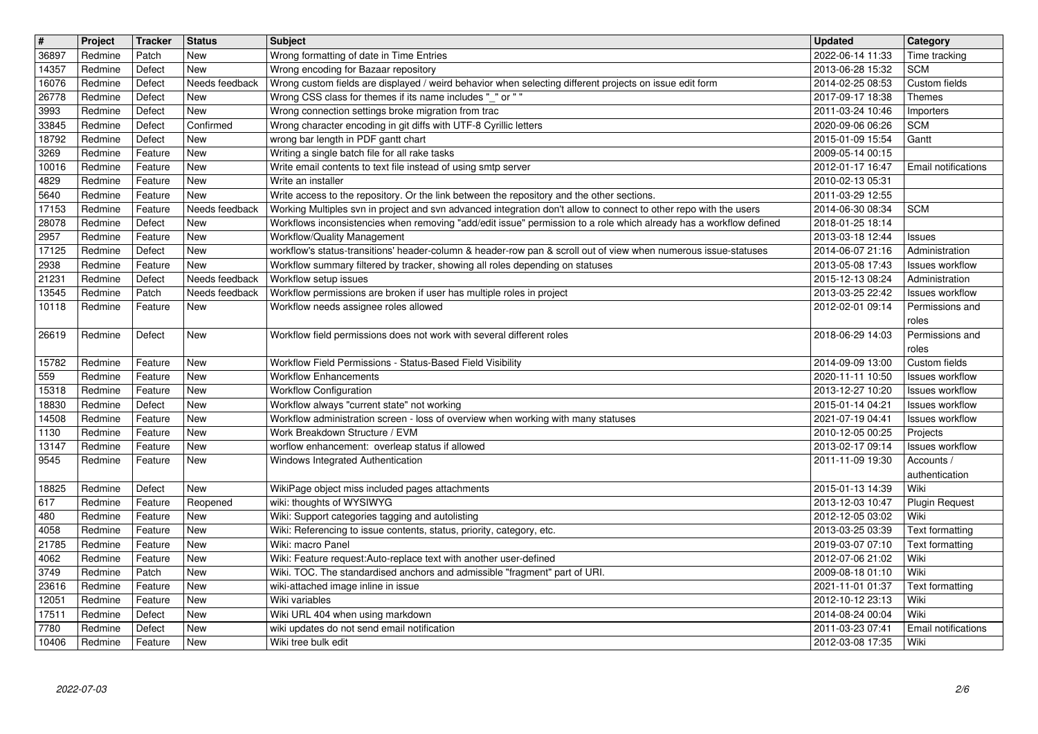| # | Project | Tracker | Status | Subject | Updated | Category |
|---|---|---|---|---|---|---|
| 36897 | Redmine | Patch | New | Wrong formatting of date in Time Entries | 2022-06-14 11:33 | Time tracking |
| 14357 | Redmine | Defect | New | Wrong encoding for Bazaar repository | 2013-06-28 15:32 | SCM |
| 16076 | Redmine | Defect | Needs feedback | Wrong custom fields are displayed / weird behavior when selecting different projects on issue edit form | 2014-02-25 08:53 | Custom fields |
| 26778 | Redmine | Defect | New | Wrong CSS class for themes if its name includes "_" or " " | 2017-09-17 18:38 | Themes |
| 3993 | Redmine | Defect | New | Wrong connection settings broke migration from trac | 2011-03-24 10:46 | Importers |
| 33845 | Redmine | Defect | Confirmed | Wrong character encoding in git diffs with UTF-8 Cyrillic letters | 2020-09-06 06:26 | SCM |
| 18792 | Redmine | Defect | New | wrong bar length in PDF gantt chart | 2015-01-09 15:54 | Gantt |
| 3269 | Redmine | Feature | New | Writing a single batch file for all rake tasks | 2009-05-14 00:15 | |
| 10016 | Redmine | Feature | New | Write email contents to text file instead of using smtp server | 2012-01-17 16:47 | Email notifications |
| 4829 | Redmine | Feature | New | Write an installer | 2010-02-13 05:31 | |
| 5640 | Redmine | Feature | New | Write access to the repository. Or the link between the repository and the other sections. | 2011-03-29 12:55 | |
| 17153 | Redmine | Feature | Needs feedback | Working Multiples svn in project and svn advanced integration don't allow to connect to other repo with the users | 2014-06-30 08:34 | SCM |
| 28078 | Redmine | Defect | New | Workflows inconsistencies when removing "add/edit issue" permission to a role which already has a workflow defined | 2018-01-25 18:14 | |
| 2957 | Redmine | Feature | New | Workflow/Quality Management | 2013-03-18 12:44 | Issues |
| 17125 | Redmine | Defect | New | workflow's status-transitions' header-column & header-row pan & scroll out of view when numerous issue-statuses | 2014-06-07 21:16 | Administration |
| 2938 | Redmine | Feature | New | Workflow summary filtered by tracker, showing all roles depending on statuses | 2013-05-08 17:43 | Issues workflow |
| 21231 | Redmine | Defect | Needs feedback | Workflow setup issues | 2015-12-13 08:24 | Administration |
| 13545 | Redmine | Patch | Needs feedback | Workflow permissions are broken if user has multiple roles in project | 2013-03-25 22:42 | Issues workflow |
| 10118 | Redmine | Feature | New | Workflow needs assignee roles allowed | 2012-02-01 09:14 | Permissions and roles |
| 26619 | Redmine | Defect | New | Workflow field permissions does not work with several different roles | 2018-06-29 14:03 | Permissions and roles |
| 15782 | Redmine | Feature | New | Workflow Field Permissions - Status-Based Field Visibility | 2014-09-09 13:00 | Custom fields |
| 559 | Redmine | Feature | New | Workflow Enhancements | 2020-11-11 10:50 | Issues workflow |
| 15318 | Redmine | Feature | New | Workflow Configuration | 2013-12-27 10:20 | Issues workflow |
| 18830 | Redmine | Defect | New | Workflow always "current state" not working | 2015-01-14 04:21 | Issues workflow |
| 14508 | Redmine | Feature | New | Workflow administration screen - loss of overview when working with many statuses | 2021-07-19 04:41 | Issues workflow |
| 1130 | Redmine | Feature | New | Work Breakdown Structure / EVM | 2010-12-05 00:25 | Projects |
| 13147 | Redmine | Feature | New | worflow enhancement: overleap status if allowed | 2013-02-17 09:14 | Issues workflow |
| 9545 | Redmine | Feature | New | Windows Integrated Authentication | 2011-11-09 19:30 | Accounts / authentication |
| 18825 | Redmine | Defect | New | WikiPage object miss included pages attachments | 2015-01-13 14:39 | Wiki |
| 617 | Redmine | Feature | Reopened | wiki: thoughts of WYSIWYG | 2013-12-03 10:47 | Plugin Request |
| 480 | Redmine | Feature | New | Wiki: Support categories tagging and autolisting | 2012-12-05 03:02 | Wiki |
| 4058 | Redmine | Feature | New | Wiki: Referencing to issue contents, status, priority, category, etc. | 2013-03-25 03:39 | Text formatting |
| 21785 | Redmine | Feature | New | Wiki: macro Panel | 2019-03-07 07:10 | Text formatting |
| 4062 | Redmine | Feature | New | Wiki: Feature request:Auto-replace text with another user-defined | 2012-07-06 21:02 | Wiki |
| 3749 | Redmine | Patch | New | Wiki. TOC. The standardised anchors and admissible "fragment" part of URI. | 2009-08-18 01:10 | Wiki |
| 23616 | Redmine | Feature | New | wiki-attached image inline in issue | 2021-11-01 01:37 | Text formatting |
| 12051 | Redmine | Feature | New | Wiki variables | 2012-10-12 23:13 | Wiki |
| 17511 | Redmine | Defect | New | Wiki URL 404 when using markdown | 2014-08-24 00:04 | Wiki |
| 7780 | Redmine | Defect | New | wiki updates do not send email notification | 2011-03-23 07:41 | Email notifications |
| 10406 | Redmine | Feature | New | Wiki tree bulk edit | 2012-03-08 17:35 | Wiki |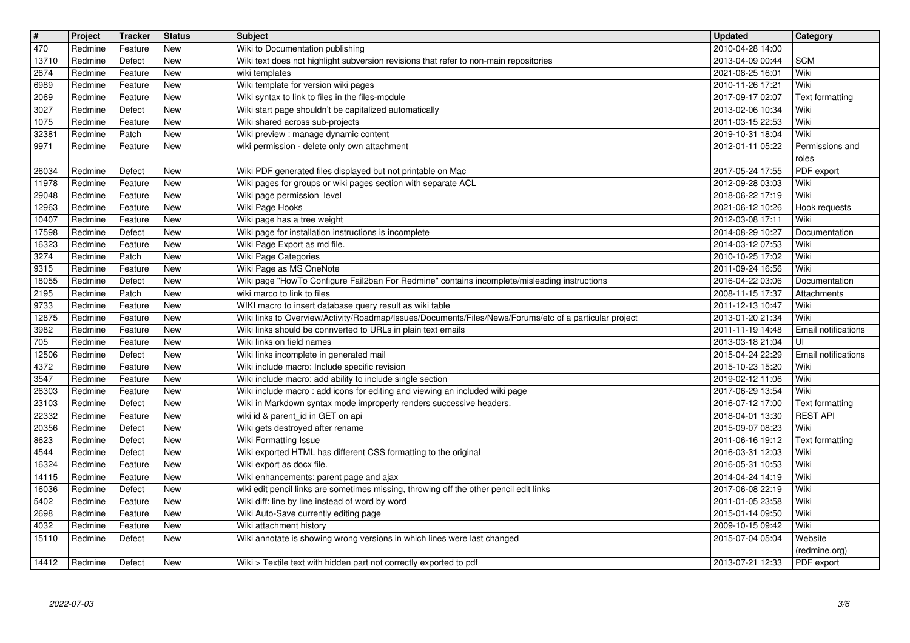| # | Project | Tracker | Status | Subject | Updated | Category |
|---|---|---|---|---|---|---|
| 470 | Redmine | Feature | New | Wiki to Documentation publishing | 2010-04-28 14:00 | |
| 13710 | Redmine | Defect | New | Wiki text does not highlight subversion revisions that refer to non-main repositories | 2013-04-09 00:44 | SCM |
| 2674 | Redmine | Feature | New | wiki templates | 2021-08-25 16:01 | Wiki |
| 6989 | Redmine | Feature | New | Wiki template for version wiki pages | 2010-11-26 17:21 | Wiki |
| 2069 | Redmine | Feature | New | Wiki syntax to link to files in the files-module | 2017-09-17 02:07 | Text formatting |
| 3027 | Redmine | Defect | New | Wiki start page shouldn't be capitalized automatically | 2013-02-06 10:34 | Wiki |
| 1075 | Redmine | Feature | New | Wiki shared across sub-projects | 2011-03-15 22:53 | Wiki |
| 32381 | Redmine | Patch | New | Wiki preview : manage dynamic content | 2019-10-31 18:04 | Wiki |
| 9971 | Redmine | Feature | New | wiki permission - delete only own attachment | 2012-01-11 05:22 | Permissions and roles |
| 26034 | Redmine | Defect | New | Wiki PDF generated files displayed but not printable on Mac | 2017-05-24 17:55 | PDF export |
| 11978 | Redmine | Feature | New | Wiki pages for groups or wiki pages section with separate ACL | 2012-09-28 03:03 | Wiki |
| 29048 | Redmine | Feature | New | Wiki page permission level | 2018-06-22 17:19 | Wiki |
| 12963 | Redmine | Feature | New | Wiki Page Hooks | 2021-06-12 10:26 | Hook requests |
| 10407 | Redmine | Feature | New | Wiki page has a tree weight | 2012-03-08 17:11 | Wiki |
| 17598 | Redmine | Defect | New | Wiki page for installation instructions is incomplete | 2014-08-29 10:27 | Documentation |
| 16323 | Redmine | Feature | New | Wiki Page Export as md file. | 2014-03-12 07:53 | Wiki |
| 3274 | Redmine | Patch | New | Wiki Page Categories | 2010-10-25 17:02 | Wiki |
| 9315 | Redmine | Feature | New | Wiki Page as MS OneNote | 2011-09-24 16:56 | Wiki |
| 18055 | Redmine | Defect | New | Wiki page "HowTo Configure Fail2ban For Redmine" contains incomplete/misleading instructions | 2016-04-22 03:06 | Documentation |
| 2195 | Redmine | Patch | New | wiki marco to link to files | 2008-11-15 17:37 | Attachments |
| 9733 | Redmine | Feature | New | WIKI macro to insert database query result as wiki table | 2011-12-13 10:47 | Wiki |
| 12875 | Redmine | Feature | New | Wiki links to Overview/Activity/Roadmap/Issues/Documents/Files/News/Forums/etc of a particular project | 2013-01-20 21:34 | Wiki |
| 3982 | Redmine | Feature | New | Wiki links should be connverted to URLs in plain text emails | 2011-11-19 14:48 | Email notifications |
| 705 | Redmine | Feature | New | Wiki links on field names | 2013-03-18 21:04 | UI |
| 12506 | Redmine | Defect | New | Wiki links incomplete in generated mail | 2015-04-24 22:29 | Email notifications |
| 4372 | Redmine | Feature | New | Wiki include macro: Include specific revision | 2015-10-23 15:20 | Wiki |
| 3547 | Redmine | Feature | New | Wiki include macro: add ability to include single section | 2019-02-12 11:06 | Wiki |
| 26303 | Redmine | Feature | New | Wiki include macro : add icons for editing and viewing an included wiki page | 2017-06-29 13:54 | Wiki |
| 23103 | Redmine | Defect | New | Wiki in Markdown syntax mode improperly renders successive headers. | 2016-07-12 17:00 | Text formatting |
| 22332 | Redmine | Feature | New | wiki id & parent_id in GET on api | 2018-04-01 13:30 | REST API |
| 20356 | Redmine | Defect | New | Wiki gets destroyed after rename | 2015-09-07 08:23 | Wiki |
| 8623 | Redmine | Defect | New | Wiki Formatting Issue | 2011-06-16 19:12 | Text formatting |
| 4544 | Redmine | Defect | New | Wiki exported HTML has different CSS formatting to the original | 2016-03-31 12:03 | Wiki |
| 16324 | Redmine | Feature | New | Wiki export as docx file. | 2016-05-31 10:53 | Wiki |
| 14115 | Redmine | Feature | New | Wiki enhancements: parent page and ajax | 2014-04-24 14:19 | Wiki |
| 16036 | Redmine | Defect | New | wiki edit pencil links are sometimes missing, throwing off the other pencil edit links | 2017-06-08 22:19 | Wiki |
| 5402 | Redmine | Feature | New | Wiki diff: line by line instead of word by word | 2011-01-05 23:58 | Wiki |
| 2698 | Redmine | Feature | New | Wiki Auto-Save currently editing page | 2015-01-14 09:50 | Wiki |
| 4032 | Redmine | Feature | New | Wiki attachment history | 2009-10-15 09:42 | Wiki |
| 15110 | Redmine | Defect | New | Wiki annotate is showing wrong versions in which lines were last changed | 2015-07-04 05:04 | Website (redmine.org) |
| 14412 | Redmine | Defect | New | Wiki > Textile text with hidden part not correctly exported to pdf | 2013-07-21 12:33 | PDF export |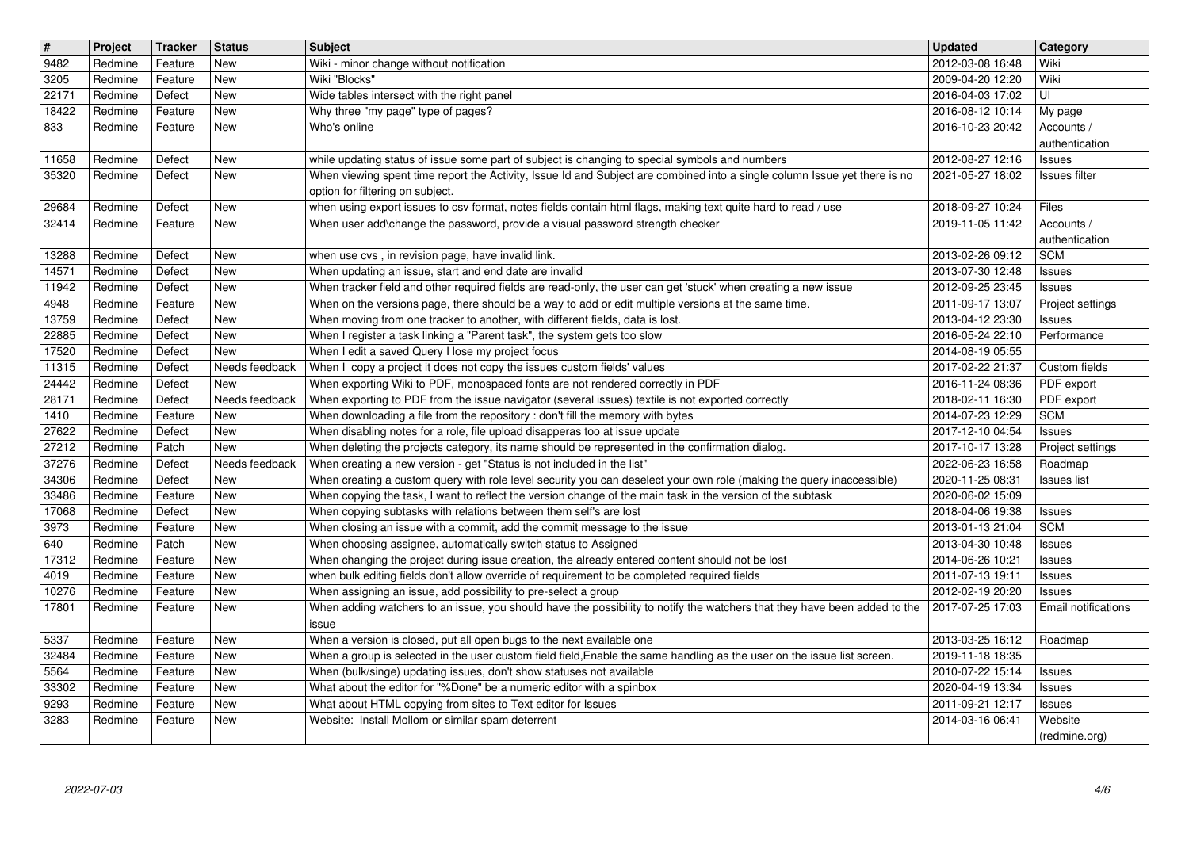| # | Project | Tracker | Status | Subject | Updated | Category |
|---|---|---|---|---|---|---|
| 9482 | Redmine | Feature | New | Wiki - minor change without notification | 2012-03-08 16:48 | Wiki |
| 3205 | Redmine | Feature | New | Wiki "Blocks" | 2009-04-20 12:20 | Wiki |
| 22171 | Redmine | Defect | New | Wide tables intersect with the right panel | 2016-04-03 17:02 | UI |
| 18422 | Redmine | Feature | New | Why three "my page" type of pages? | 2016-08-12 10:14 | My page |
| 833 | Redmine | Feature | New | Who's online | 2016-10-23 20:42 | Accounts / authentication |
| 11658 | Redmine | Defect | New | while updating status of issue some part of subject is changing to special symbols and numbers | 2012-08-27 12:16 | Issues |
| 35320 | Redmine | Defect | New | When viewing spent time report the Activity, Issue Id and Subject are combined into a single column Issue yet there is no option for filtering on subject. | 2021-05-27 18:02 | Issues filter |
| 29684 | Redmine | Defect | New | when using export issues to csv format, notes fields contain html flags, making text quite hard to read / use | 2018-09-27 10:24 | Files |
| 32414 | Redmine | Feature | New | When user add\change the password, provide a visual password strength checker | 2019-11-05 11:42 | Accounts / authentication |
| 13288 | Redmine | Defect | New | when use cvs , in revision page, have invalid link. | 2013-02-26 09:12 | SCM |
| 14571 | Redmine | Defect | New | When updating an issue, start and end date are invalid | 2013-07-30 12:48 | Issues |
| 11942 | Redmine | Defect | New | When tracker field and other required fields are read-only, the user can get 'stuck' when creating a new issue | 2012-09-25 23:45 | Issues |
| 4948 | Redmine | Feature | New | When on the versions page, there should be a way to add or edit multiple versions at the same time. | 2011-09-17 13:07 | Project settings |
| 13759 | Redmine | Defect | New | When moving from one tracker to another, with different fields, data is lost. | 2013-04-12 23:30 | Issues |
| 22885 | Redmine | Defect | New | When I register a task linking a "Parent task", the system gets too slow | 2016-05-24 22:10 | Performance |
| 17520 | Redmine | Defect | New | When I edit a saved Query I lose my project focus | 2014-08-19 05:55 | |
| 11315 | Redmine | Defect | Needs feedback | When I copy a project it does not copy the issues custom fields' values | 2017-02-22 21:37 | Custom fields |
| 24442 | Redmine | Defect | New | When exporting Wiki to PDF, monospaced fonts are not rendered correctly in PDF | 2016-11-24 08:36 | PDF export |
| 28171 | Redmine | Defect | Needs feedback | When exporting to PDF from the issue navigator (several issues) textile is not exported correctly | 2018-02-11 16:30 | PDF export |
| 1410 | Redmine | Feature | New | When downloading a file from the repository : don't fill the memory with bytes | 2014-07-23 12:29 | SCM |
| 27622 | Redmine | Defect | New | When disabling notes for a role, file upload disapperas too at issue update | 2017-12-10 04:54 | Issues |
| 27212 | Redmine | Patch | New | When deleting the projects category, its name should be represented in the confirmation dialog. | 2017-10-17 13:28 | Project settings |
| 37276 | Redmine | Defect | Needs feedback | When creating a new version - get "Status is not included in the list" | 2022-06-23 16:58 | Roadmap |
| 34306 | Redmine | Defect | New | When creating a custom query with role level security you can deselect your own role (making the query inaccessible) | 2020-11-25 08:31 | Issues list |
| 33486 | Redmine | Feature | New | When copying the task, I want to reflect the version change of the main task in the version of the subtask | 2020-06-02 15:09 | |
| 17068 | Redmine | Defect | New | When copying subtasks with relations between them self's are lost | 2018-04-06 19:38 | Issues |
| 3973 | Redmine | Feature | New | When closing an issue with a commit, add the commit message to the issue | 2013-01-13 21:04 | SCM |
| 640 | Redmine | Patch | New | When choosing assignee, automatically switch status to Assigned | 2013-04-30 10:48 | Issues |
| 17312 | Redmine | Feature | New | When changing the project during issue creation, the already entered content should not be lost | 2014-06-26 10:21 | Issues |
| 4019 | Redmine | Feature | New | when bulk editing fields don't allow override of requirement to be completed required fields | 2011-07-13 19:11 | Issues |
| 10276 | Redmine | Feature | New | When assigning an issue, add possibility to pre-select a group | 2012-02-19 20:20 | Issues |
| 17801 | Redmine | Feature | New | When adding watchers to an issue, you should have the possibility to notify the watchers that they have been added to the issue | 2017-07-25 17:03 | Email notifications |
| 5337 | Redmine | Feature | New | When a version is closed, put all open bugs to the next available one | 2013-03-25 16:12 | Roadmap |
| 32484 | Redmine | Feature | New | When a group is selected in the user custom field field,Enable the same handling as the user on the issue list screen. | 2019-11-18 18:35 | |
| 5564 | Redmine | Feature | New | When (bulk/singe) updating issues, don't show statuses not available | 2010-07-22 15:14 | Issues |
| 33302 | Redmine | Feature | New | What about the editor for "%Done" be a numeric editor with a spinbox | 2020-04-19 13:34 | Issues |
| 9293 | Redmine | Feature | New | What about HTML copying from sites to Text editor for Issues | 2011-09-21 12:17 | Issues |
| 3283 | Redmine | Feature | New | Website: Install Mollom or similar spam deterrent | 2014-03-16 06:41 | Website (redmine.org) |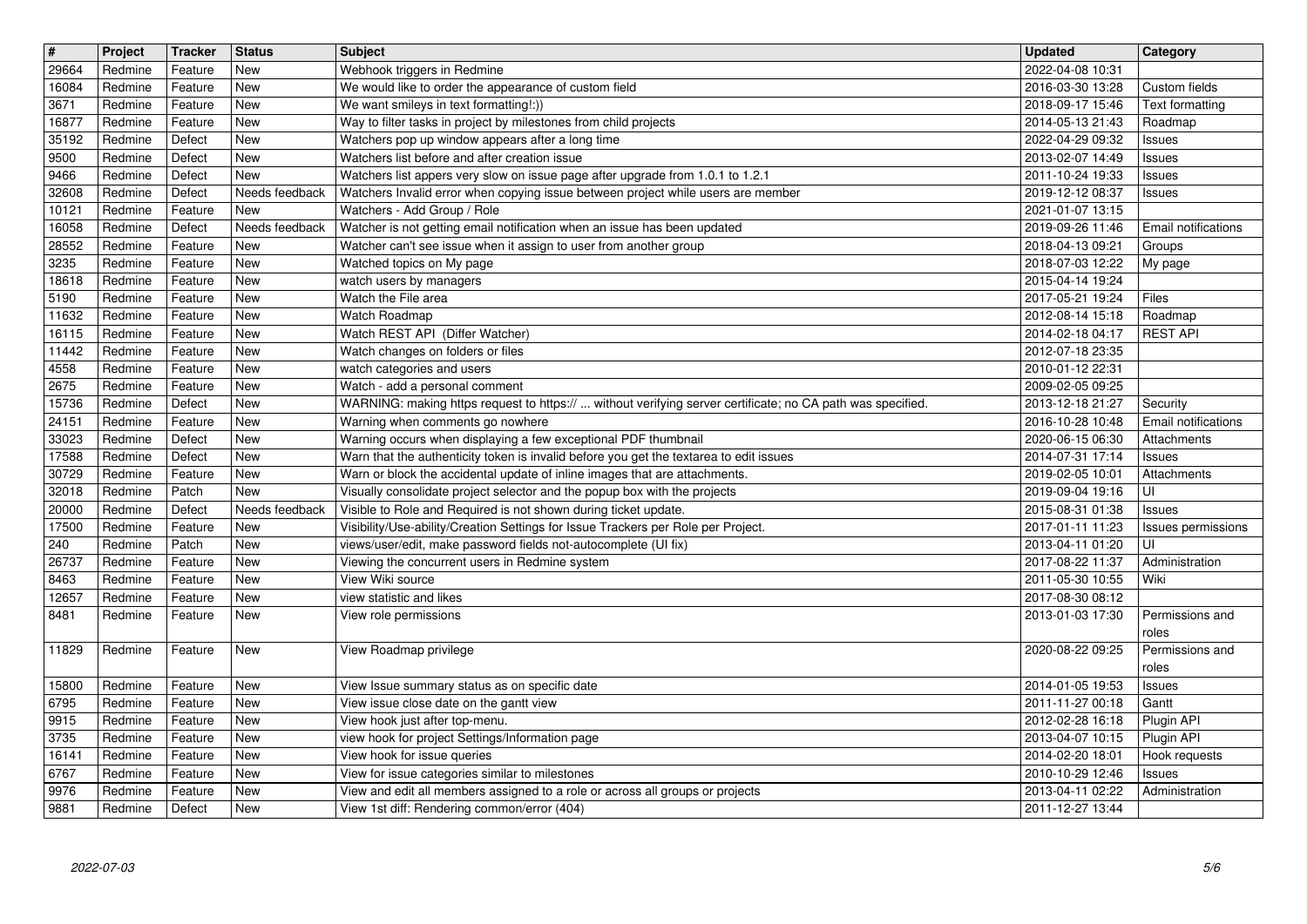| # | Project | Tracker | Status | Subject | Updated | Category |
|---|---|---|---|---|---|---|
| 29664 | Redmine | Feature | New | Webhook triggers in Redmine | 2022-04-08 10:31 | |
| 16084 | Redmine | Feature | New | We would like to order the appearance of custom field | 2016-03-30 13:28 | Custom fields |
| 3671 | Redmine | Feature | New | We want smileys in text formatting!:)) | 2018-09-17 15:46 | Text formatting |
| 16877 | Redmine | Feature | New | Way to filter tasks in project by milestones from child projects | 2014-05-13 21:43 | Roadmap |
| 35192 | Redmine | Defect | New | Watchers pop up window appears after a long time | 2022-04-29 09:32 | Issues |
| 9500 | Redmine | Defect | New | Watchers list before and after creation issue | 2013-02-07 14:49 | Issues |
| 9466 | Redmine | Defect | New | Watchers list appers very slow on issue page after upgrade from 1.0.1 to 1.2.1 | 2011-10-24 19:33 | Issues |
| 32608 | Redmine | Defect | Needs feedback | Watchers Invalid error when copying issue between project while users are member | 2019-12-12 08:37 | Issues |
| 10121 | Redmine | Feature | New | Watchers - Add Group / Role | 2021-01-07 13:15 | |
| 16058 | Redmine | Defect | Needs feedback | Watcher is not getting email notification when an issue has been updated | 2019-09-26 11:46 | Email notifications |
| 28552 | Redmine | Feature | New | Watcher can't see issue when it assign to user from another group | 2018-04-13 09:21 | Groups |
| 3235 | Redmine | Feature | New | Watched topics on My page | 2018-07-03 12:22 | My page |
| 18618 | Redmine | Feature | New | watch users by managers | 2015-04-14 19:24 | |
| 5190 | Redmine | Feature | New | Watch the File area | 2017-05-21 19:24 | Files |
| 11632 | Redmine | Feature | New | Watch Roadmap | 2012-08-14 15:18 | Roadmap |
| 16115 | Redmine | Feature | New | Watch REST API (Differ Watcher) | 2014-02-18 04:17 | REST API |
| 11442 | Redmine | Feature | New | Watch changes on folders or files | 2012-07-18 23:35 | |
| 4558 | Redmine | Feature | New | watch categories and users | 2010-01-12 22:31 | |
| 2675 | Redmine | Feature | New | Watch - add a personal comment | 2009-02-05 09:25 | |
| 15736 | Redmine | Defect | New | WARNING: making https request to https:// ... without verifying server certificate; no CA path was specified. | 2013-12-18 21:27 | Security |
| 24151 | Redmine | Feature | New | Warning when comments go nowhere | 2016-10-28 10:48 | Email notifications |
| 33023 | Redmine | Defect | New | Warning occurs when displaying a few exceptional PDF thumbnail | 2020-06-15 06:30 | Attachments |
| 17588 | Redmine | Defect | New | Warn that the authenticity token is invalid before you get the textarea to edit issues | 2014-07-31 17:14 | Issues |
| 30729 | Redmine | Feature | New | Warn or block the accidental update of inline images that are attachments. | 2019-02-05 10:01 | Attachments |
| 32018 | Redmine | Patch | New | Visually consolidate project selector and the popup box with the projects | 2019-09-04 19:16 | UI |
| 20000 | Redmine | Defect | Needs feedback | Visible to Role and Required is not shown during ticket update. | 2015-08-31 01:38 | Issues |
| 17500 | Redmine | Feature | New | Visibility/Use-ability/Creation Settings for Issue Trackers per Role per Project. | 2017-01-11 11:23 | Issues permissions |
| 240 | Redmine | Patch | New | views/user/edit, make password fields not-autocomplete (UI fix) | 2013-04-11 01:20 | UI |
| 26737 | Redmine | Feature | New | Viewing the concurrent users in Redmine system | 2017-08-22 11:37 | Administration |
| 8463 | Redmine | Feature | New | View Wiki source | 2011-05-30 10:55 | Wiki |
| 12657 | Redmine | Feature | New | view statistic and likes | 2017-08-30 08:12 | |
| 8481 | Redmine | Feature | New | View role permissions | 2013-01-03 17:30 | Permissions and roles |
| 11829 | Redmine | Feature | New | View Roadmap privilege | 2020-08-22 09:25 | Permissions and roles |
| 15800 | Redmine | Feature | New | View Issue summary status as on specific date | 2014-01-05 19:53 | Issues |
| 6795 | Redmine | Feature | New | View issue close date on the gantt view | 2011-11-27 00:18 | Gantt |
| 9915 | Redmine | Feature | New | View hook just after top-menu. | 2012-02-28 16:18 | Plugin API |
| 3735 | Redmine | Feature | New | view hook for project Settings/Information page | 2013-04-07 10:15 | Plugin API |
| 16141 | Redmine | Feature | New | View hook for issue queries | 2014-02-20 18:01 | Hook requests |
| 6767 | Redmine | Feature | New | View for issue categories similar to milestones | 2010-10-29 12:46 | Issues |
| 9976 | Redmine | Feature | New | View and edit all members assigned to a role or across all groups or projects | 2013-04-11 02:22 | Administration |
| 9881 | Redmine | Defect | New | View 1st diff: Rendering common/error (404) | 2011-12-27 13:44 | |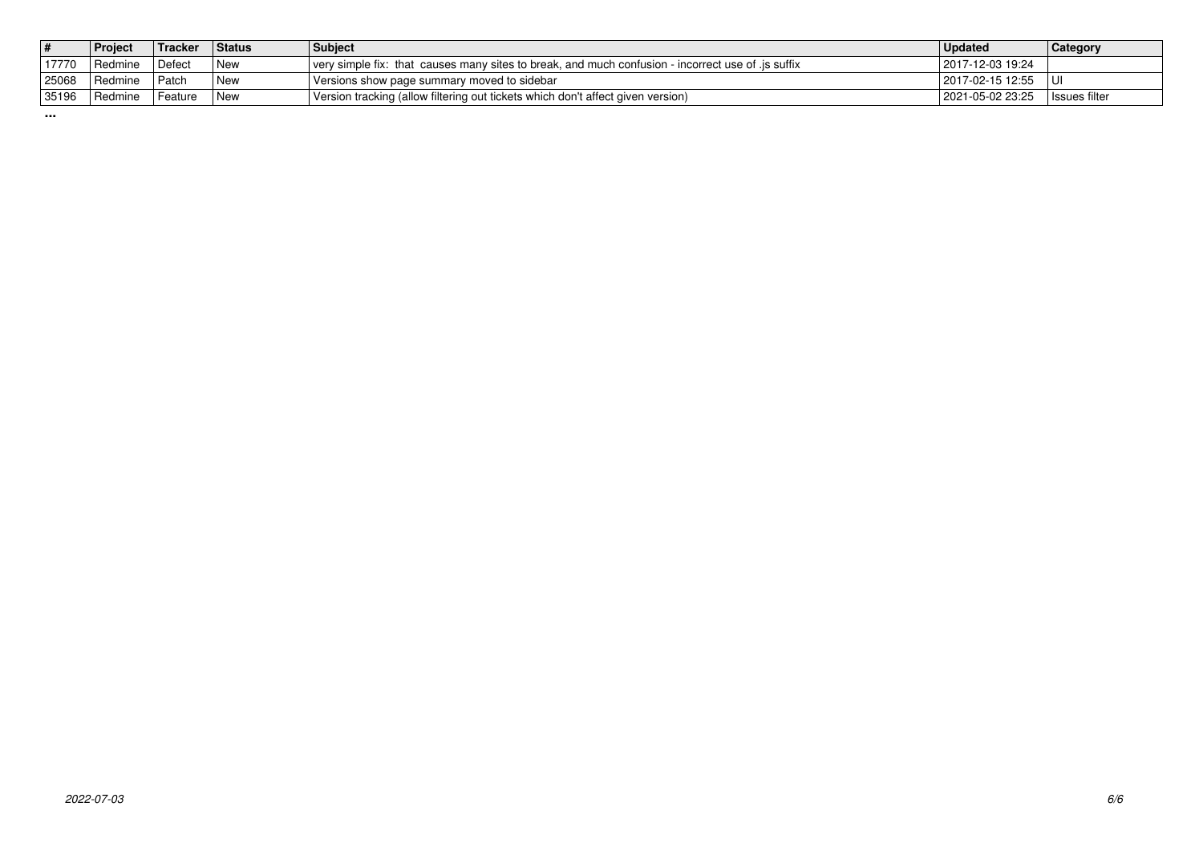| # | Project | Tracker | Status | Subject | Updated | Category |
|---|---|---|---|---|---|---|
| 17770 | Redmine | Defect | New | very simple fix:  that  causes many sites to break, and much confusion - incorrect use of .js suffix | 2017-12-03 19:24 | |
| 25068 | Redmine | Patch | New | Versions show page summary moved to sidebar | 2017-02-15 12:55 | UI |
| 35196 | Redmine | Feature | New | Version tracking (allow filtering out tickets which don't affect given version) | 2021-05-02 23:25 | Issues filter |

...